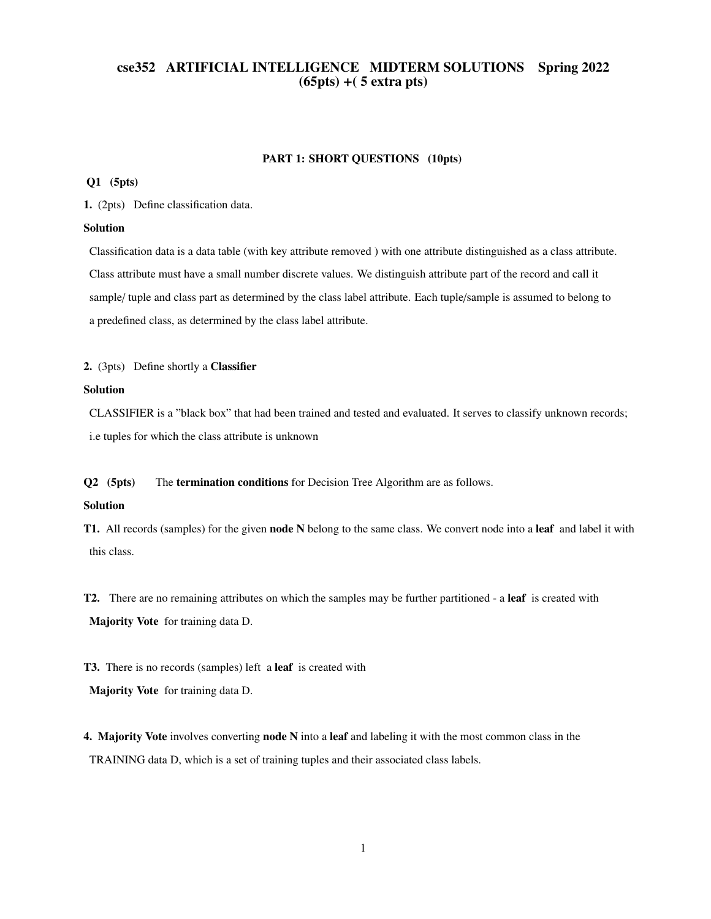# cse352 ARTIFICIAL INTELLIGENCE MIDTERM SOLUTIONS Spring 2022
## (65pts) +( 5 extra pts)

### PART 1: SHORT QUESTIONS (10pts)

**Q1 (5pts)**

**1.** (2pts) Define classification data.

**Solution**

Classification data is a data table (with key attribute removed ) with one attribute distinguished as a class attribute. Class attribute must have a small number discrete values. We distinguish attribute part of the record and call it sample/ tuple and class part as determined by the class label attribute. Each tuple/sample is assumed to belong to a predefined class, as determined by the class label attribute.

**2.** (3pts) Define shortly a **Classifier**

**Solution**

CLASSIFIER is a "black box" that had been trained and tested and evaluated. It serves to classify unknown records; i.e tuples for which the class attribute is unknown

**Q2 (5pts)** The **termination conditions** for Decision Tree Algorithm are as follows.

**Solution**

**T1.** All records (samples) for the given **node N** belong to the same class. We convert node into a **leaf** and label it with this class.

**T2.** There are no remaining attributes on which the samples may be further partitioned - a **leaf** is created with **Majority Vote** for training data D.

**T3.** There is no records (samples) left a **leaf** is created with **Majority Vote** for training data D.

**4. Majority Vote** involves converting **node N** into a **leaf** and labeling it with the most common class in the TRAINING data D, which is a set of training tuples and their associated class labels.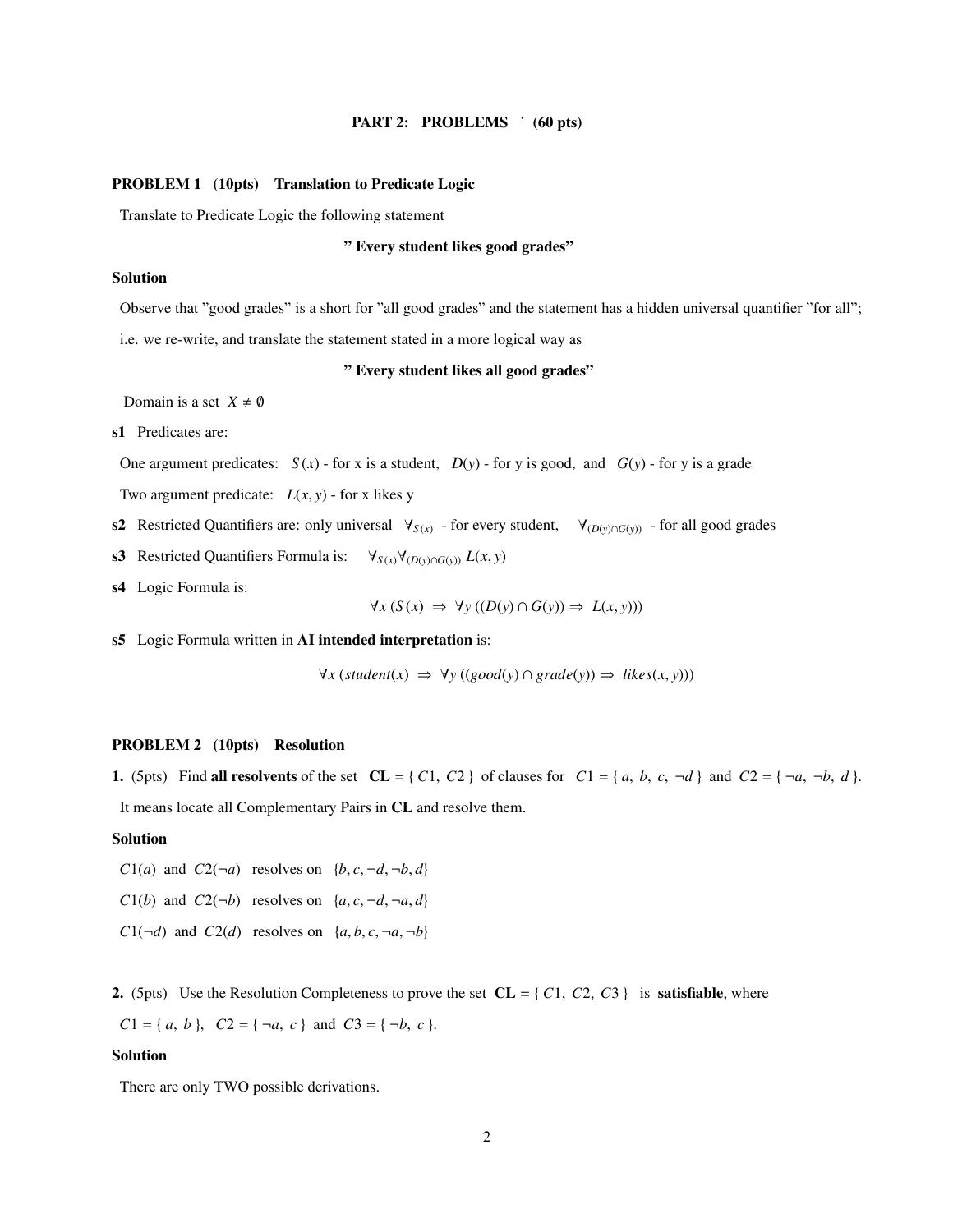## PART 2: PROBLEMS (60 pts)

### PROBLEM 1 (10pts) Translation to Predicate Logic

Translate to Predicate Logic the following statement

**" Every student likes good grades"**

**Solution**

Observe that "good grades" is a short for "all good grades" and the statement has a hidden universal quantifier "for all"; i.e. we re-write, and translate the statement stated in a more logical way as

**" Every student likes all good grades"**

Domain is a set $X \neq \emptyset$

**s1** Predicates are:

One argument predicates: $S(x)$ - for x is a student, $D(y)$ - for y is good, and $G(y)$ - for y is a grade

Two argument predicate: $L(x, y)$ - for x likes y

**s2** Restricted Quantifiers are: only universal $\forall_{S(x)}$ - for every student, $\forall_{(D(y) \cap G(y))}$ - for all good grades

**s3** Restricted Quantifiers Formula is: $\forall_{S(x)} \forall_{(D(y) \cap G(y))} L(x, y)$

**s4** Logic Formula is:

$$\forall x\, (S(x) \Rightarrow \forall y\, ((D(y) \cap G(y)) \Rightarrow L(x, y)))$$

**s5** Logic Formula written in **AI intended interpretation** is:

$$\forall x\, (student(x) \Rightarrow \forall y\, ((good(y) \cap grade(y)) \Rightarrow likes(x, y)))$$

### PROBLEM 2 (10pts) Resolution

**1.** (5pts) Find **all resolvents** of the set **CL** = { $C1$, $C2$ } of clauses for $C1 = \{ a, b, c, \neg d \}$ and $C2 = \{ \neg a, \neg b, d \}$. It means locate all Complementary Pairs in **CL** and resolve them.

**Solution**

$C1(a)$ and $C2(\neg a)$ resolves on $\{b, c, \neg d, \neg b, d\}$

$C1(b)$ and $C2(\neg b)$ resolves on $\{a, c, \neg d, \neg a, d\}$

$C1(\neg d)$ and $C2(d)$ resolves on $\{a, b, c, \neg a, \neg b\}$

**2.** (5pts) Use the Resolution Completeness to prove the set **CL** = { $C1$, $C2$, $C3$ } is **satisfiable**, where $C1 = \{ a, b \}$, $C2 = \{ \neg a, c \}$ and $C3 = \{ \neg b, c \}$.

**Solution**

There are only TWO possible derivations.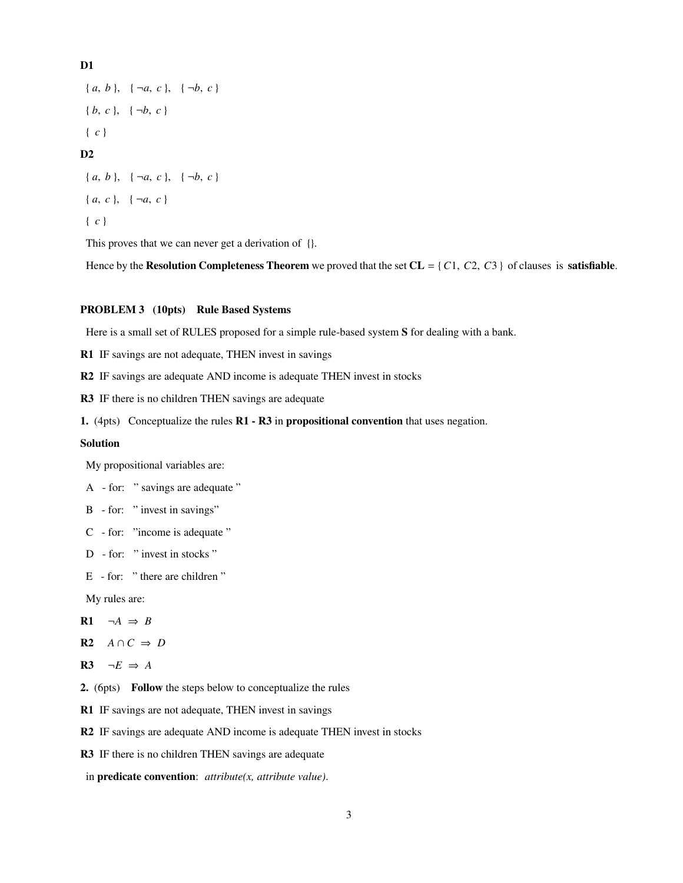**D1**

$\{ a, b \}, \ \{ \neg a, c \}, \ \{ \neg b, c \}$

$\{ b, c \}, \ \{ \neg b, c \}$

$\{ c \}$

**D2**

$\{ a, b \}, \ \{ \neg a, c \}, \ \{ \neg b, c \}$

$\{ a, c \}, \ \{ \neg a, c \}$

$\{ c \}$

This proves that we can never get a derivation of $\{\}$.

Hence by the **Resolution Completeness Theorem** we proved that the set **CL** $= \{ C1, C2, C3 \}$ of clauses is **satisfiable**.

**PROBLEM 3 (10pts) Rule Based Systems**

Here is a small set of RULES proposed for a simple rule-based system **S** for dealing with a bank.

**R1** IF savings are not adequate, THEN invest in savings

**R2** IF savings are adequate AND income is adequate THEN invest in stocks

**R3** IF there is no children THEN savings are adequate

**1.** (4pts) Conceptualize the rules **R1 - R3** in **propositional convention** that uses negation.

**Solution**

My propositional variables are:

A - for: " savings are adequate "

B - for: " invest in savings"

C - for: "income is adequate "

D - for: " invest in stocks "

E - for: " there are children "

My rules are:

**R1** $\neg A \Rightarrow B$

**R2** $A \cap C \Rightarrow D$

**R3** $\neg E \Rightarrow A$

**2.** (6pts) **Follow** the steps below to conceptualize the rules

**R1** IF savings are not adequate, THEN invest in savings

**R2** IF savings are adequate AND income is adequate THEN invest in stocks

**R3** IF there is no children THEN savings are adequate

in **predicate convention**: *attribute(x, attribute value).*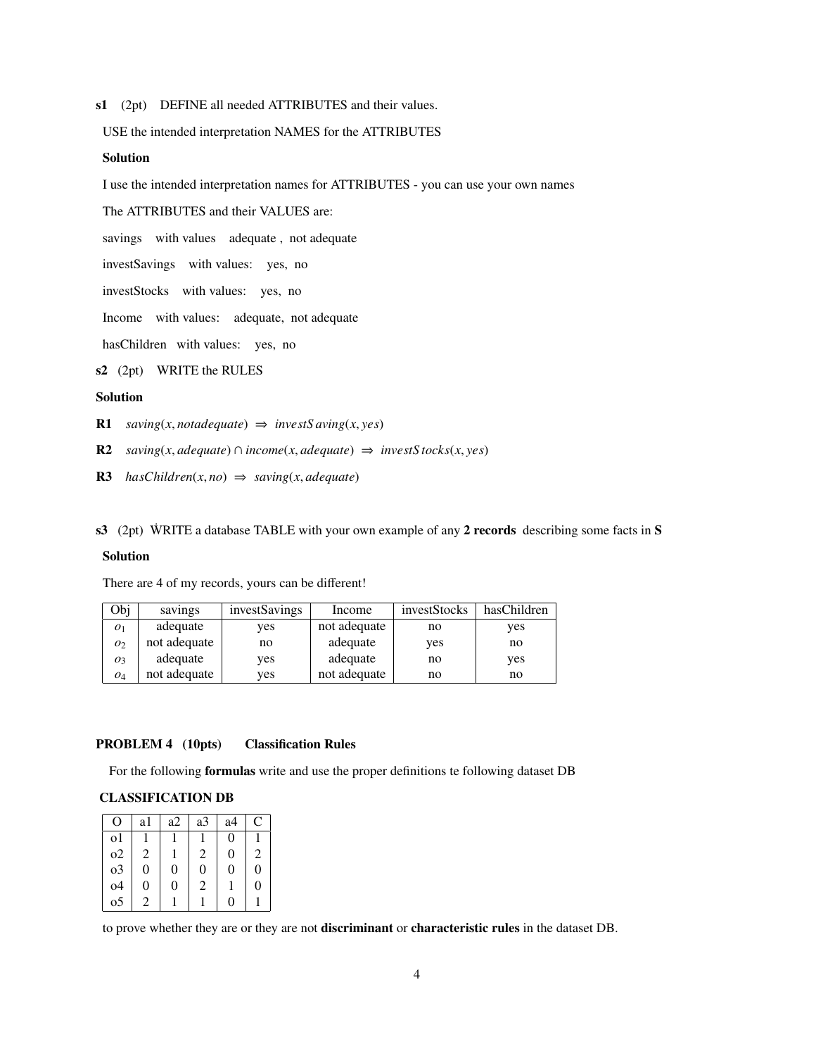**s1** (2pt) DEFINE all needed ATTRIBUTES and their values.

USE the intended interpretation NAMES for the ATTRIBUTES

**Solution**

I use the intended interpretation names for ATTRIBUTES - you can use your own names

The ATTRIBUTES and their VALUES are:

savings with values adequate , not adequate

investSavings with values: yes, no

investStocks with values: yes, no

Income with values: adequate, not adequate

hasChildren with values: yes, no

**s2** (2pt) WRITE the RULES

**Solution**

**R1** $saving(x, notadequate) \Rightarrow investSaving(x, yes)$

**R2** $saving(x, adequate) \cap income(x, adequate) \Rightarrow investStocks(x, yes)$

**R3** $hasChildren(x, no) \Rightarrow saving(x, adequate)$

**s3** (2pt) WRITE a database TABLE with your own example of any **2 records** describing some facts in **S**

**Solution**

There are 4 of my records, yours can be different!

| Obj | savings | investSavings | Income | investStocks | hasChildren |
|---|---|---|---|---|---|
| $o_1$ | adequate | yes | not adequate | no | yes |
| $o_2$ | not adequate | no | adequate | yes | no |
| $o_3$ | adequate | yes | adequate | no | yes |
| $o_4$ | not adequate | yes | not adequate | no | no |

**PROBLEM 4 (10pts) Classification Rules**

For the following **formulas** write and use the proper definitions te following dataset DB

**CLASSIFICATION DB**

| O | a1 | a2 | a3 | a4 | C |
|---|---|---|---|---|---|
| o1 | 1 | 1 | 1 | 0 | 1 |
| o2 | 2 | 1 | 2 | 0 | 2 |
| o3 | 0 | 0 | 0 | 0 | 0 |
| o4 | 0 | 0 | 2 | 1 | 0 |
| o5 | 2 | 1 | 1 | 0 | 1 |

to prove whether they are or they are not **discriminant** or **characteristic rules** in the dataset DB.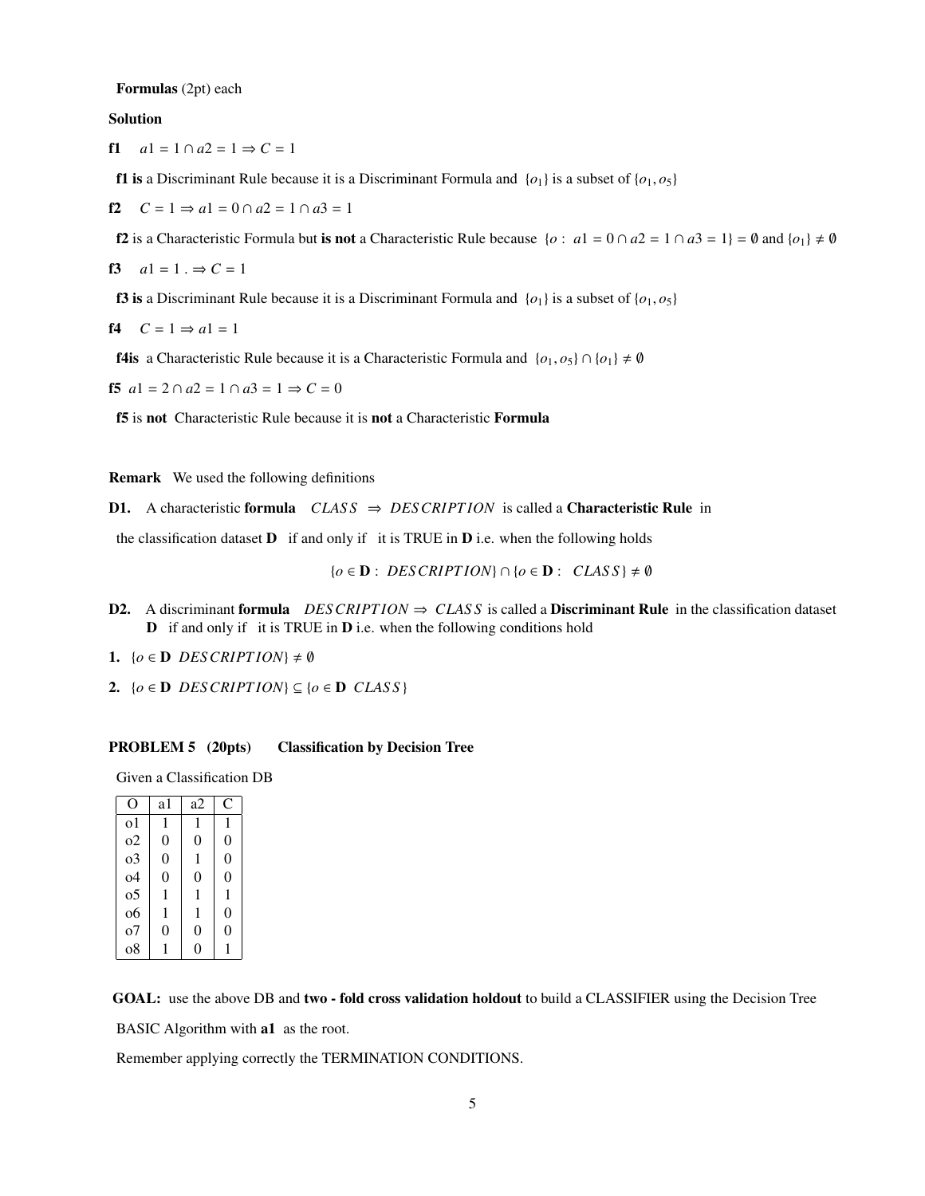**Formulas** (2pt) each

**Solution**

**f1** $a1 = 1 \cap a2 = 1 \Rightarrow C = 1$

**f1 is** a Discriminant Rule because it is a Discriminant Formula and $\{o_1\}$ is a subset of $\{o_1, o_5\}$

**f2** $C = 1 \Rightarrow a1 = 0 \cap a2 = 1 \cap a3 = 1$

**f2** is a Characteristic Formula but **is not** a Characteristic Rule because $\{o : a1 = 0 \cap a2 = 1 \cap a3 = 1\} = \emptyset$ and $\{o_1\} \neq \emptyset$

**f3** $a1 = 1 . \Rightarrow C = 1$

**f3 is** a Discriminant Rule because it is a Discriminant Formula and $\{o_1\}$ is a subset of $\{o_1, o_5\}$

**f4** $C = 1 \Rightarrow a1 = 1$

**f4is** a Characteristic Rule because it is a Characteristic Formula and $\{o_1, o_5\} \cap \{o_1\} \neq \emptyset$

**f5** $a1 = 2 \cap a2 = 1 \cap a3 = 1 \Rightarrow C = 0$

**f5** is **not** Characteristic Rule because it is **not** a Characteristic **Formula**

**Remark** We used the following definitions

**D1.** A characteristic **formula** $CLASS \Rightarrow DESCRIPTION$ is called a **Characteristic Rule** in the classification dataset **D** if and only if it is TRUE in **D** i.e. when the following holds

$$\{o \in \mathbf{D} : DESCRIPTION\} \cap \{o \in \mathbf{D} : CLASS\} \neq \emptyset$$

**D2.** A discriminant **formula** $DESCRIPTION \Rightarrow CLASS$ is called a **Discriminant Rule** in the classification dataset **D** if and only if it is TRUE in **D** i.e. when the following conditions hold

**1.** $\{o \in \mathbf{D}\ DESCRIPTION\} \neq \emptyset$

**2.** $\{o \in \mathbf{D}\ DESCRIPTION\} \subseteq \{o \in \mathbf{D}\ CLASS\}$

**PROBLEM 5 (20pts) Classification by Decision Tree**

Given a Classification DB

| O | a1 | a2 | C |
|---|---|---|---|
| o1 | 1 | 1 | 1 |
| o2 | 0 | 0 | 0 |
| o3 | 0 | 1 | 0 |
| o4 | 0 | 0 | 0 |
| o5 | 1 | 1 | 1 |
| o6 | 1 | 1 | 0 |
| o7 | 0 | 0 | 0 |
| o8 | 1 | 0 | 1 |

**GOAL:** use the above DB and **two - fold cross validation holdout** to build a CLASSIFIER using the Decision Tree BASIC Algorithm with **a1** as the root.

Remember applying correctly the TERMINATION CONDITIONS.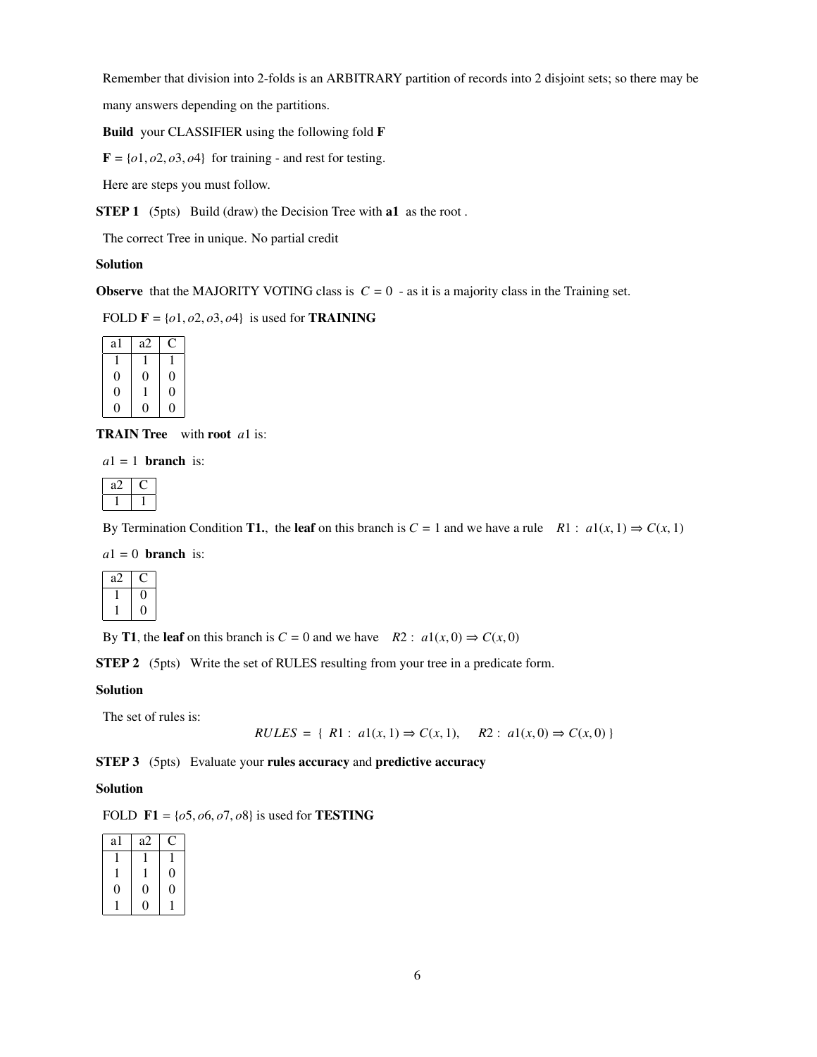Remember that division into 2-folds is an ARBITRARY partition of records into 2 disjoint sets; so there may be many answers depending on the partitions.

**Build** your CLASSIFIER using the following fold **F**

$\mathbf{F} = \{o1, o2, o3, o4\}$ for training - and rest for testing.

Here are steps you must follow.

**STEP 1** (5pts) Build (draw) the Decision Tree with **a1** as the root .

The correct Tree in unique. No partial credit

**Solution**

**Observe** that the MAJORITY VOTING class is $C = 0$ - as it is a majority class in the Training set.

FOLD $\mathbf{F} = \{o1, o2, o3, o4\}$ is used for **TRAINING**

| a1 | a2 | C |
|---|---|---|
| 1 | 1 | 1 |
| 0 | 0 | 0 |
| 0 | 1 | 0 |
| 0 | 0 | 0 |

**TRAIN Tree** with **root** $a1$ is:

$a1 = 1$ **branch** is:

| a2 | C |
|---|---|
| 1 | 1 |

By Termination Condition **T1.**, the **leaf** on this branch is $C = 1$ and we have a rule $R1: \ a1(x, 1) \Rightarrow C(x, 1)$

$a1 = 0$ **branch** is:

| a2 | C |
|---|---|
| 1 | 0 |
| 1 | 0 |

By **T1**, the **leaf** on this branch is $C = 0$ and we have $R2: \ a1(x, 0) \Rightarrow C(x, 0)$

**STEP 2** (5pts) Write the set of RULES resulting from your tree in a predicate form.

**Solution**

The set of rules is:

$$RULES = \{ \ R1: \ a1(x, 1) \Rightarrow C(x, 1), \quad R2: \ a1(x, 0) \Rightarrow C(x, 0) \ \}$$

**STEP 3** (5pts) Evaluate your **rules accuracy** and **predictive accuracy**

**Solution**

FOLD $\mathbf{F1} = \{o5, o6, o7, o8\}$ is used for **TESTING**

| a1 | a2 | C |
|---|---|---|
| 1 | 1 | 1 |
| 1 | 1 | 0 |
| 0 | 0 | 0 |
| 1 | 0 | 1 |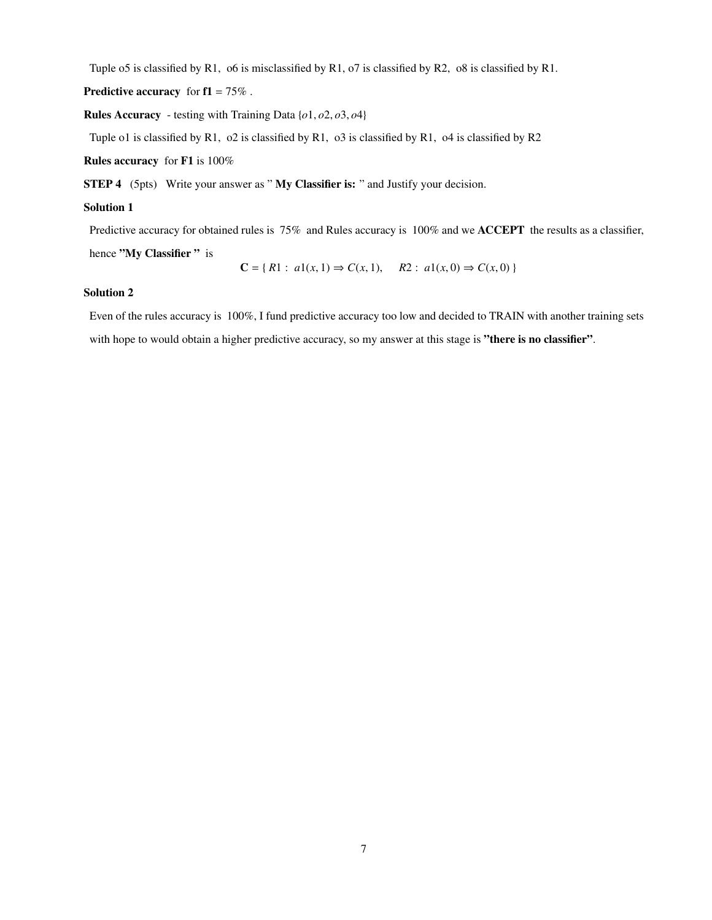Tuple o5 is classified by R1, o6 is misclassified by R1, o7 is classified by R2, o8 is classified by R1.

**Predictive accuracy** for **f1** = 75% .

**Rules Accuracy** - testing with Training Data $\{o1, o2, o3, o4\}$

Tuple o1 is classified by R1, o2 is classified by R1, o3 is classified by R1, o4 is classified by R2

**Rules accuracy** for **F1** is 100%

**STEP 4** (5pts) Write your answer as " **My Classifier is:** " and Justify your decision.

**Solution 1**

Predictive accuracy for obtained rules is 75% and Rules accuracy is 100% and we **ACCEPT** the results as a classifier, hence **"My Classifier "** is

$$\mathbf{C} = \{\, R1 : \; a1(x, 1) \Rightarrow C(x, 1), \quad R2 : \; a1(x, 0) \Rightarrow C(x, 0) \,\}$$

**Solution 2**

Even of the rules accuracy is 100%, I fund predictive accuracy too low and decided to TRAIN with another training sets with hope to would obtain a higher predictive accuracy, so my answer at this stage is **"there is no classifier"**.